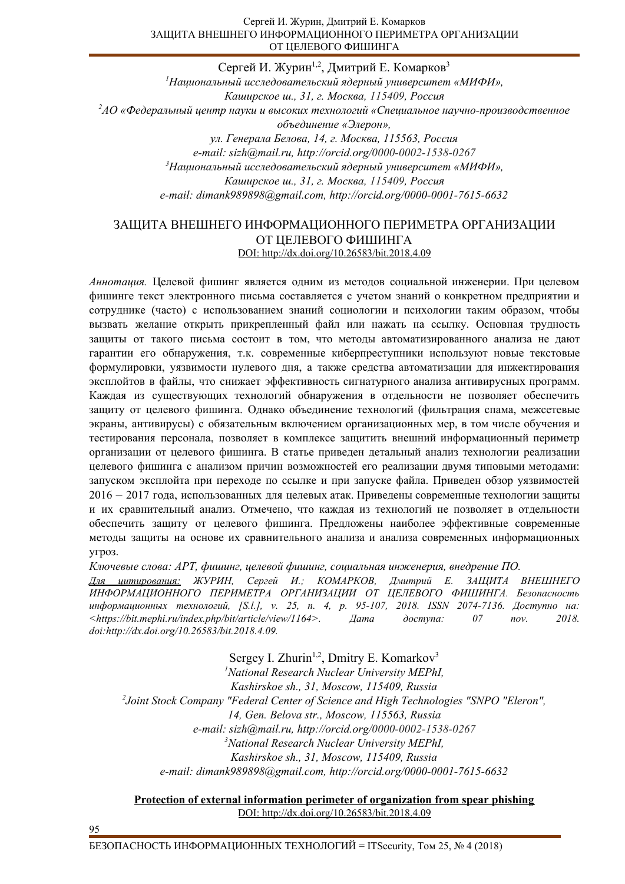Сергей И. Журин[1,2], Дмитрий Е. Комарков[3]

[1]*Национальный исследовательский ядерный университет «МИФИ»,*
*Каширское ш., 31, г. Москва, 115409, Россия*

[2]*АО «Федеральный центр науки и высоких технологий «Специальное научно-производственное объединение «Элерон»,*
*ул. Генерала Белова, 14, г. Москва, 115563, Россия*
*e-mail: sizh@mail.ru, http://orcid.org/0000-0002-1538-0267*

[3]*Национальный исследовательский ядерный университет «МИФИ»,*
*Каширское ш., 31, г. Москва, 115409, Россия*
*e-mail: dimank989898@gmail.com, http://orcid.org/0000-0001-7615-6632*

# ЗАЩИТА ВНЕШНЕГО ИНФОРМАЦИОННОГО ПЕРИМЕТРА ОРГАНИЗАЦИИ ОТ ЦЕЛЕВОГО ФИШИНГА

DOI: http://dx.doi.org/10.26583/bit.2018.4.09

*Аннотация.* Целевой фишинг является одним из методов социальной инженерии. При целевом фишинге текст электронного письма составляется с учетом знаний о конкретном предприятии и сотруднике (часто) с использованием знаний социологии и психологии таким образом, чтобы вызвать желание открыть прикрепленный файл или нажать на ссылку. Основная трудность защиты от такого письма состоит в том, что методы автоматизированного анализа не дают гарантии его обнаружения, т.к. современные киберпреступники используют новые текстовые формулировки, уязвимости нулевого дня, а также средства автоматизации для инжектирования эксплойтов в файлы, что снижает эффективность сигнатурного анализа антивирусных программ. Каждая из существующих технологий обнаружения в отдельности не позволяет обеспечить защиту от целевого фишинга. Однако объединение технологий (фильтрация спама, межсетевые экраны, антивирусы) с обязательным включением организационных мер, в том числе обучения и тестирования персонала, позволяет в комплексе защитить внешний информационный периметр организации от целевого фишинга. В статье приведен детальный анализ технологии реализации целевого фишинга с анализом причин возможностей его реализации двумя типовыми методами: запуском эксплойта при переходе по ссылке и при запуске файла. Приведен обзор уязвимостей 2016 – 2017 года, использованных для целевых атак. Приведены современные технологии защиты и их сравнительный анализ. Отмечено, что каждая из технологий не позволяет в отдельности обеспечить защиту от целевого фишинга. Предложены наиболее эффективные современные методы защиты на основе их сравнительного анализа и анализа современных информационных угроз.

*Ключевые слова: APT, фишинг, целевой фишинг, социальная инженерия, внедрение ПО.*

*Для цитирования: ЖУРИН, Сергей И.; КОМАРКОВ, Дмитрий Е. ЗАЩИТА ВНЕШНЕГО ИНФОРМАЦИОННОГО ПЕРИМЕТРА ОРГАНИЗАЦИИ ОТ ЦЕЛЕВОГО ФИШИНГА. Безопасность информационных технологий, [S.l.], v. 25, n. 4, p. 95-107, 2018. ISSN 2074-7136. Доступно на: <https://bit.mephi.ru/index.php/bit/article/view/1164>. Дата доступа: 07 nov. 2018. doi:http://dx.doi.org/10.26583/bit.2018.4.09.*

Sergey I. Zhurin[1,2], Dmitry E. Komarkov[3]

[1]*National Research Nuclear University MEPhI,*
*Kashirskoe sh., 31, Moscow, 115409, Russia*

[2]*Joint Stock Company "Federal Center of Science and High Technologies "SNPO "Eleron",*
*14, Gen. Belova str., Moscow, 115563, Russia*
*e-mail: sizh@mail.ru, http://orcid.org/0000-0002-1538-0267*

[3]*National Research Nuclear University MEPhI,*
*Kashirskoe sh., 31, Moscow, 115409, Russia*
*e-mail: dimank989898@gmail.com, http://orcid.org/0000-0001-7615-6632*

# Protection of external information perimeter of organization from spear phishing

DOI: http://dx.doi.org/10.26583/bit.2018.4.09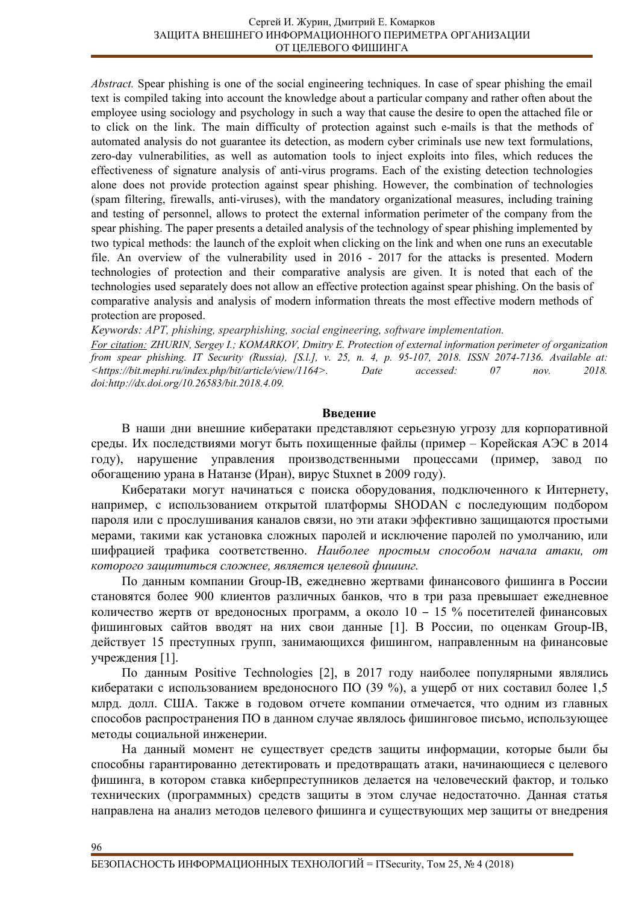*Abstract.* Spear phishing is one of the social engineering techniques. In case of spear phishing the email text is compiled taking into account the knowledge about a particular company and rather often about the employee using sociology and psychology in such a way that cause the desire to open the attached file or to click on the link. The main difficulty of protection against such e-mails is that the methods of automated analysis do not guarantee its detection, as modern cyber criminals use new text formulations, zero-day vulnerabilities, as well as automation tools to inject exploits into files, which reduces the effectiveness of signature analysis of anti-virus programs. Each of the existing detection technologies alone does not provide protection against spear phishing. However, the combination of technologies (spam filtering, firewalls, anti-viruses), with the mandatory organizational measures, including training and testing of personnel, allows to protect the external information perimeter of the company from the spear phishing. The paper presents a detailed analysis of the technology of spear phishing implemented by two typical methods: the launch of the exploit when clicking on the link and when one runs an executable file. An overview of the vulnerability used in 2016 - 2017 for the attacks is presented. Modern technologies of protection and their comparative analysis are given. It is noted that each of the technologies used separately does not allow an effective protection against spear phishing. On the basis of comparative analysis and analysis of modern information threats the most effective modern methods of protection are proposed.

*Keywords: APT, phishing, spearphishing, social engineering, software implementation.*

*For citation: ZHURIN, Sergey I.; KOMARKOV, Dmitry E. Protection of external information perimeter of organization from spear phishing. IT Security (Russia), [S.l.], v. 25, n. 4, p. 95-107, 2018. ISSN 2074-7136. Available at: <https://bit.mephi.ru/index.php/bit/article/view/1164>. Date accessed: 07 nov. 2018. doi:http://dx.doi.org/10.26583/bit.2018.4.09.*

## Введение

В наши дни внешние кибератаки представляют серьезную угрозу для корпоративной среды. Их последствиями могут быть похищенные файлы (пример – Корейская АЭС в 2014 году), нарушение управления производственными процессами (пример, завод по обогащению урана в Натанзе (Иран), вирус Stuxnet в 2009 году).

Кибератаки могут начинаться с поиска оборудования, подключенного к Интернету, например, с использованием открытой платформы SHODAN с последующим подбором пароля или с прослушивания каналов связи, но эти атаки эффективно защищаются простыми мерами, такими как установка сложных паролей и исключение паролей по умолчанию, или шифрацией трафика соответственно. *Наиболее простым способом начала атаки, от которого защититься сложнее, является целевой фишинг.*

По данным компании Group-IB, ежедневно жертвами финансового фишинга в России становятся более 900 клиентов различных банков, что в три раза превышает ежедневное количество жертв от вредоносных программ, а около 10 – 15 % посетителей финансовых фишинговых сайтов вводят на них свои данные [1]. В России, по оценкам Group-IB, действует 15 преступных групп, занимающихся фишингом, направленным на финансовые учреждения [1].

По данным Positive Technologies [2], в 2017 году наиболее популярными являлись кибератаки с использованием вредоносного ПО (39 %), а ущерб от них составил более 1,5 млрд. долл. США. Также в годовом отчете компании отмечается, что одним из главных способов распространения ПО в данном случае являлось фишинговое письмо, использующее методы социальной инженерии.

На данный момент не существует средств защиты информации, которые были бы способны гарантированно детектировать и предотвращать атаки, начинающиеся с целевого фишинга, в котором ставка киберпреступников делается на человеческий фактор, и только технических (программных) средств защиты в этом случае недостаточно. Данная статья направлена на анализ методов целевого фишинга и существующих мер защиты от внедрения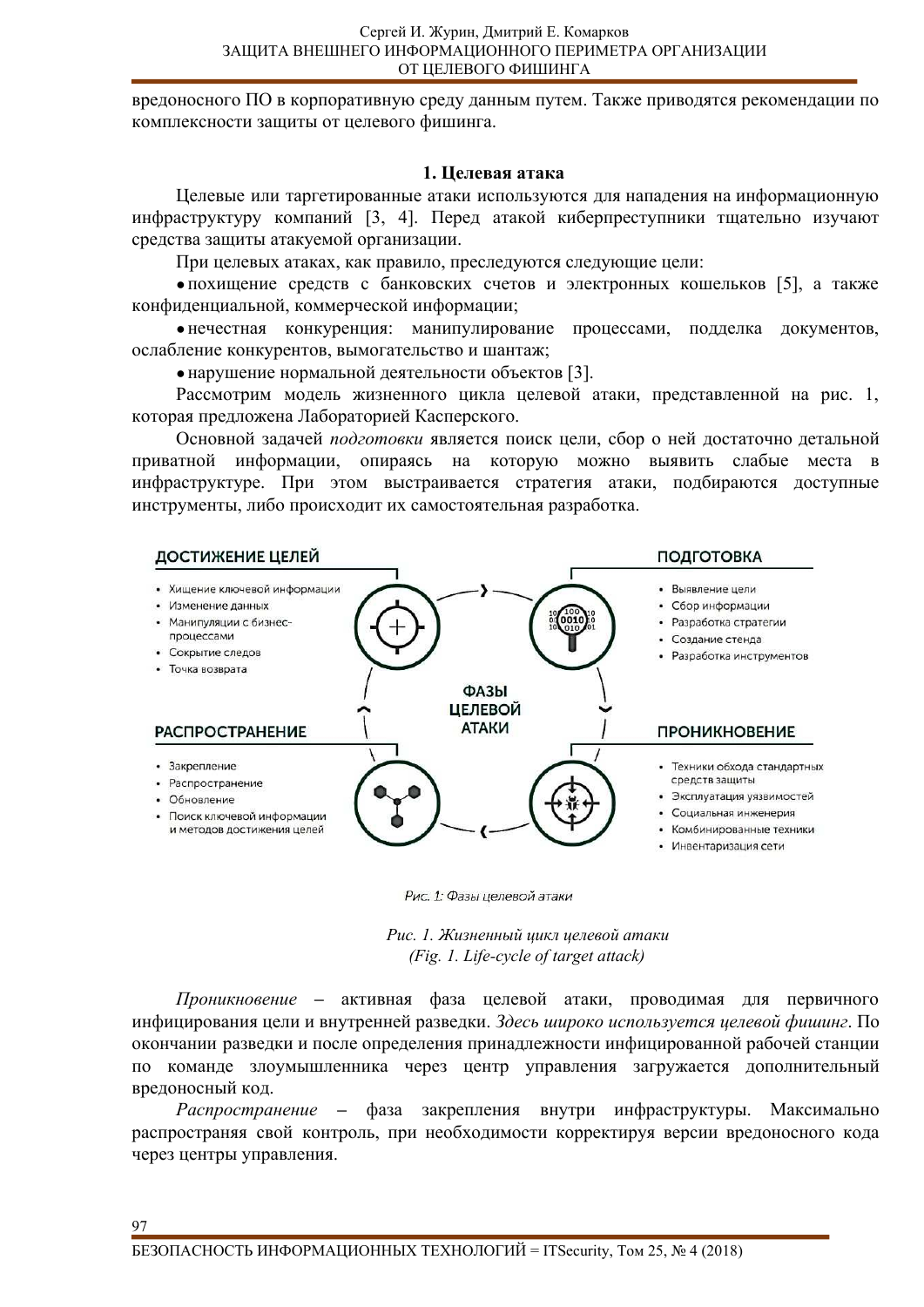вредоносного ПО в корпоративную среду данным путем. Также приводятся рекомендации по комплексности защиты от целевого фишинга.

## 1. Целевая атака

Целевые или таргетированные атаки используются для нападения на информационную инфраструктуру компаний [3, 4]. Перед атакой киберпреступники тщательно изучают средства защиты атакуемой организации.

При целевых атаках, как правило, преследуются следующие цели:

- похищение средств с банковских счетов и электронных кошельков [5], а также конфиденциальной, коммерческой информации;
- нечестная конкуренция: манипулирование процессами, подделка документов, ослабление конкурентов, вымогательство и шантаж;
- нарушение нормальной деятельности объектов [3].

Рассмотрим модель жизненного цикла целевой атаки, представленной на рис. 1, которая предложена Лабораторией Касперского.

Основной задачей *подготовки* является поиск цели, сбор о ней достаточно детальной приватной информации, опираясь на которую можно выявить слабые места в инфраструктуре. При этом выстраивается стратегия атаки, подбираются доступные инструменты, либо происходит их самостоятельная разработка.

**ФАЗЫ ЦЕЛЕВОЙ АТАКИ**

**ПОДГОТОВКА**
- Выявление цели
- Сбор информации
- Разработка стратегии
- Создание стенда
- Разработка инструментов

**ПРОНИКНОВЕНИЕ**
- Техники обхода стандартных средств защиты
- Эксплуатация уязвимостей
- Социальная инженерия
- Комбинированные техники
- Инвентаризация сети

**РАСПРОСТРАНЕНИЕ**
- Закрепление
- Распространение
- Обновление
- Поиск ключевой информации и методов достижения целей

**ДОСТИЖЕНИЕ ЦЕЛЕЙ**
- Хищение ключевой информации
- Изменение данных
- Манипуляции с бизнес-процессами
- Сокрытие следов
- Точка возврата

*Рис. 1: Фазы целевой атаки*

*Рис. 1. Жизненный цикл целевой атаки*
*(Fig. 1. Life-cycle of target attack)*

*Проникновение* – активная фаза целевой атаки, проводимая для первичного инфицирования цели и внутренней разведки. *Здесь широко используется целевой фишинг*. По окончании разведки и после определения принадлежности инфицированной рабочей станции по команде злоумышленника через центр управления загружается дополнительный вредоносный код.

*Распространение* – фаза закрепления внутри инфраструктуры. Максимально распространяя свой контроль, при необходимости корректируя версии вредоносного кода через центры управления.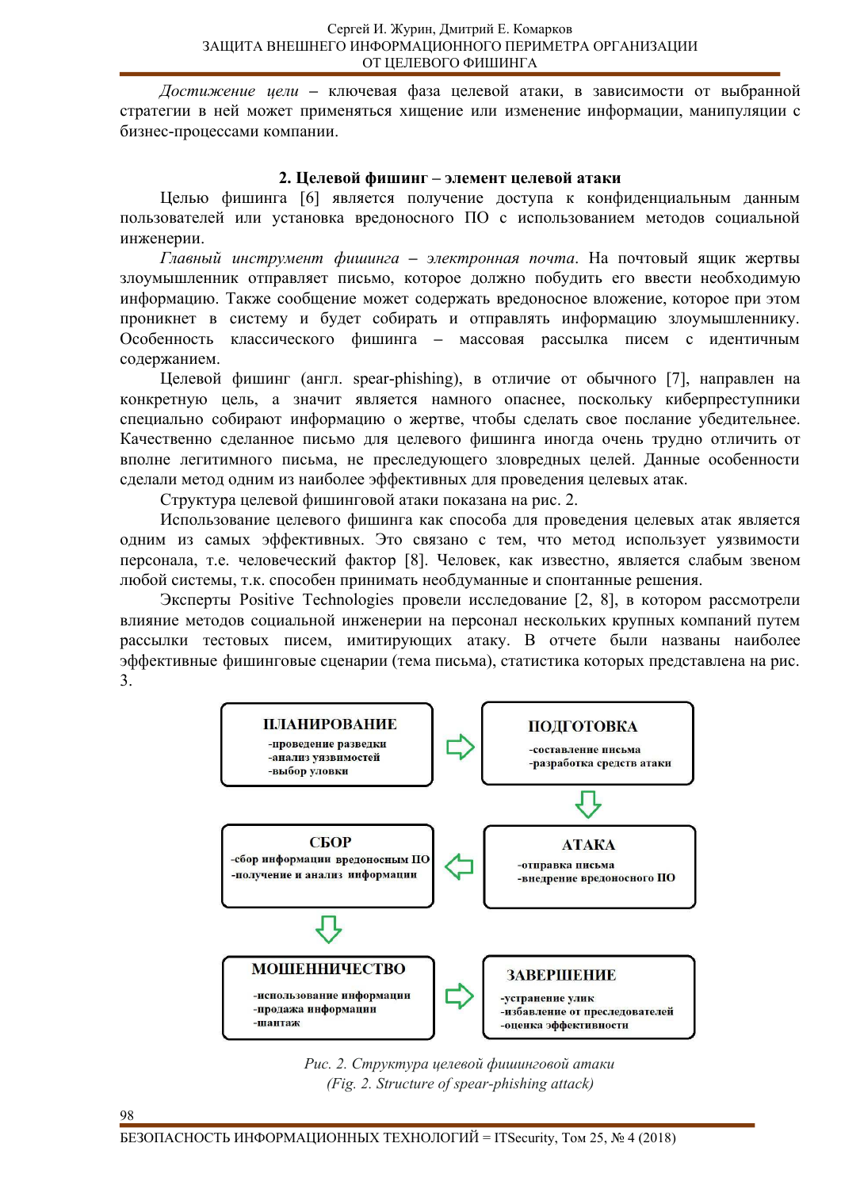*Достижение цели* – ключевая фаза целевой атаки, в зависимости от выбранной стратегии в ней может применяться хищение или изменение информации, манипуляции с бизнес-процессами компании.

## 2. Целевой фишинг – элемент целевой атаки

Целью фишинга [6] является получение доступа к конфиденциальным данным пользователей или установка вредоносного ПО с использованием методов социальной инженерии.

*Главный инструмент фишинга – электронная почта*. На почтовый ящик жертвы злоумышленник отправляет письмо, которое должно побудить его ввести необходимую информацию. Также сообщение может содержать вредоносное вложение, которое при этом проникнет в систему и будет собирать и отправлять информацию злоумышленнику. Особенность классического фишинга – массовая рассылка писем с идентичным содержанием.

Целевой фишинг (англ. spear-phishing), в отличие от обычного [7], направлен на конкретную цель, а значит является намного опаснее, поскольку киберпреступники специально собирают информацию о жертве, чтобы сделать свое послание убедительнее. Качественно сделанное письмо для целевого фишинга иногда очень трудно отличить от вполне легитимного письма, не преследующего зловредных целей. Данные особенности сделали метод одним из наиболее эффективных для проведения целевых атак.

Структура целевой фишинговой атаки показана на рис. 2.

Использование целевого фишинга как способа для проведения целевых атак является одним из самых эффективных. Это связано с тем, что метод использует уязвимости персонала, т.е. человеческий фактор [8]. Человек, как известно, является слабым звеном любой системы, т.к. способен принимать необдуманные и спонтанные решения.

Эксперты Positive Technologies провели исследование [2, 8], в котором рассмотрели влияние методов социальной инженерии на персонал нескольких крупных компаний путем рассылки тестовых писем, имитирующих атаку. В отчете были названы наиболее эффективные фишинговые сценарии (тема письма), статистика которых представлена на рис. 3.

**ПЛАНИРОВАНИЕ**
- проведение разведки
- анализ уязвимостей
- выбор уловки

**ПОДГОТОВКА**
- составление письма
- разработка средств атаки

**АТАКА**
- отправка письма
- внедрение вредоносного ПО

**СБОР**
- сбор информации вредоносным ПО
- получение и анализ информации

**МОШЕННИЧЕСТВО**
- использование информации
- продажа информации
- шантаж

**ЗАВЕРШЕНИЕ**
- устранение улик
- избавление от преследователей
- оценка эффективности

*Рис. 2. Структура целевой фишинговой атаки*
*(Fig. 2. Structure of spear-phishing attack)*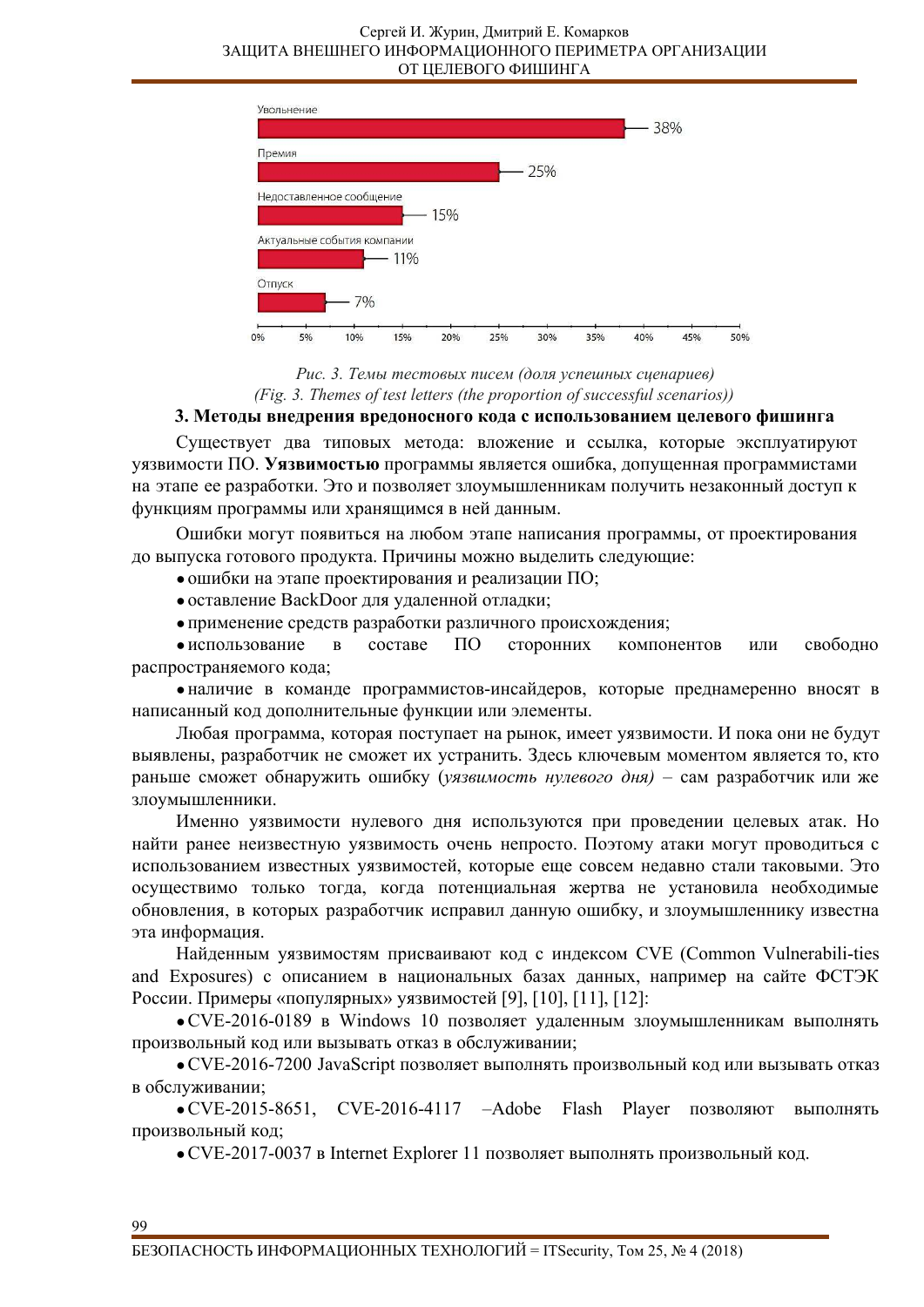Увольнение — 38%

Премия — 25%

Недоставленное сообщение — 15%

Актуальные события компании — 11%

Отпуск — 7%

*Рис. 3. Темы тестовых писем (доля успешных сценариев)*
*(Fig. 3. Themes of test letters (the proportion of successful scenarios))*

### 3. Методы внедрения вредоносного кода с использованием целевого фишинга

Существует два типовых метода: вложение и ссылка, которые эксплуатируют уязвимости ПО. **Уязвимостью** программы является ошибка, допущенная программистами на этапе ее разработки. Это и позволяет злоумышленникам получить незаконный доступ к функциям программы или хранящимся в ней данным.

Ошибки могут появиться на любом этапе написания программы, от проектирования до выпуска готового продукта. Причины можно выделить следующие:

- ошибки на этапе проектирования и реализации ПО;
- оставление BackDoor для удаленной отладки;
- применение средств разработки различного происхождения;
- использование в составе ПО сторонних компонентов или свободно распространяемого кода;
- наличие в команде программистов-инсайдеров, которые преднамеренно вносят в написанный код дополнительные функции или элементы.

Любая программа, которая поступает на рынок, имеет уязвимости. И пока они не будут выявлены, разработчик не сможет их устранить. Здесь ключевым моментом является то, кто раньше сможет обнаружить ошибку (*уязвимость нулевого дня)* – сам разработчик или же злоумышленники.

Именно уязвимости нулевого дня используются при проведении целевых атак. Но найти ранее неизвестную уязвимость очень непросто. Поэтому атаки могут проводиться с использованием известных уязвимостей, которые еще совсем недавно стали таковыми. Это осуществимо только тогда, когда потенциальная жертва не установила необходимые обновления, в которых разработчик исправил данную ошибку, и злоумышленнику известна эта информация.

Найденным уязвимостям присваивают код с индексом CVE (Common Vulnerabili-ties and Exposures) с описанием в национальных базах данных, например на сайте ФСТЭК России. Примеры «популярных» уязвимостей [9], [10], [11], [12]:

- CVE-2016-0189 в Windows 10 позволяет удаленным злоумышленникам выполнять произвольный код или вызывать отказ в обслуживании;
- CVE-2016-7200 JavaScript позволяет выполнять произвольный код или вызывать отказ в обслуживании;
- CVE-2015-8651, CVE-2016-4117 –Adobe Flash Player позволяют выполнять произвольный код;
- CVE-2017-0037 в Internet Explorer 11 позволяет выполнять произвольный код.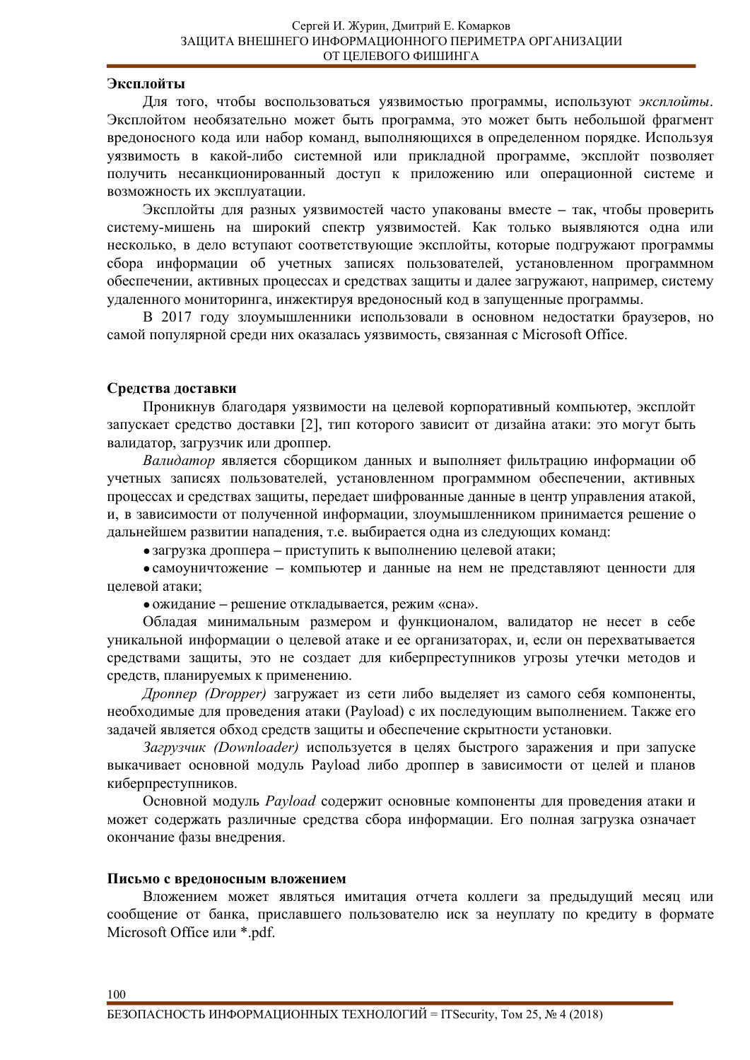### Эксплойты

Для того, чтобы воспользоваться уязвимостью программы, используют *эксплойты*. Эксплойтом необязательно может быть программа, это может быть небольшой фрагмент вредоносного кода или набор команд, выполняющихся в определенном порядке. Используя уязвимость в какой-либо системной или прикладной программе, эксплойт позволяет получить несанкционированный доступ к приложению или операционной системе и возможность их эксплуатации.

Эксплойты для разных уязвимостей часто упакованы вместе – так, чтобы проверить систему-мишень на широкий спектр уязвимостей. Как только выявляются одна или несколько, в дело вступают соответствующие эксплойты, которые подгружают программы сбора информации об учетных записях пользователей, установленном программном обеспечении, активных процессах и средствах защиты и далее загружают, например, систему удаленного мониторинга, инжектируя вредоносный код в запущенные программы.

В 2017 году злоумышленники использовали в основном недостатки браузеров, но самой популярной среди них оказалась уязвимость, связанная с Microsoft Office.

### Средства доставки

Проникнув благодаря уязвимости на целевой корпоративный компьютер, эксплойт запускает средство доставки [2], тип которого зависит от дизайна атаки: это могут быть валидатор, загрузчик или дроппер.

*Валидатор* является сборщиком данных и выполняет фильтрацию информации об учетных записях пользователей, установленном программном обеспечении, активных процессах и средствах защиты, передает шифрованные данные в центр управления атакой, и, в зависимости от полученной информации, злоумышленником принимается решение о дальнейшем развитии нападения, т.е. выбирается одна из следующих команд:

- загрузка дроппера – приступить к выполнению целевой атаки;
- самоуничтожение – компьютер и данные на нем не представляют ценности для целевой атаки;
- ожидание – решение откладывается, режим «сна».

Обладая минимальным размером и функционалом, валидатор не несет в себе уникальной информации о целевой атаке и ее организаторах, и, если он перехватывается средствами защиты, это не создает для киберпреступников угрозы утечки методов и средств, планируемых к применению.

*Дроппер (Dropper)* загружает из сети либо выделяет из самого себя компоненты, необходимые для проведения атаки (Payload) с их последующим выполнением. Также его задачей является обход средств защиты и обеспечение скрытности установки.

*Загрузчик (Downloader)* используется в целях быстрого заражения и при запуске выкачивает основной модуль Payload либо дроппер в зависимости от целей и планов киберпреступников.

Основной модуль *Payload* содержит основные компоненты для проведения атаки и может содержать различные средства сбора информации. Его полная загрузка означает окончание фазы внедрения.

### Письмо с вредоносным вложением

Вложением может являться имитация отчета коллеги за предыдущий месяц или сообщение от банка, приславшего пользователю иск за неуплату по кредиту в формате Microsoft Office или *.pdf.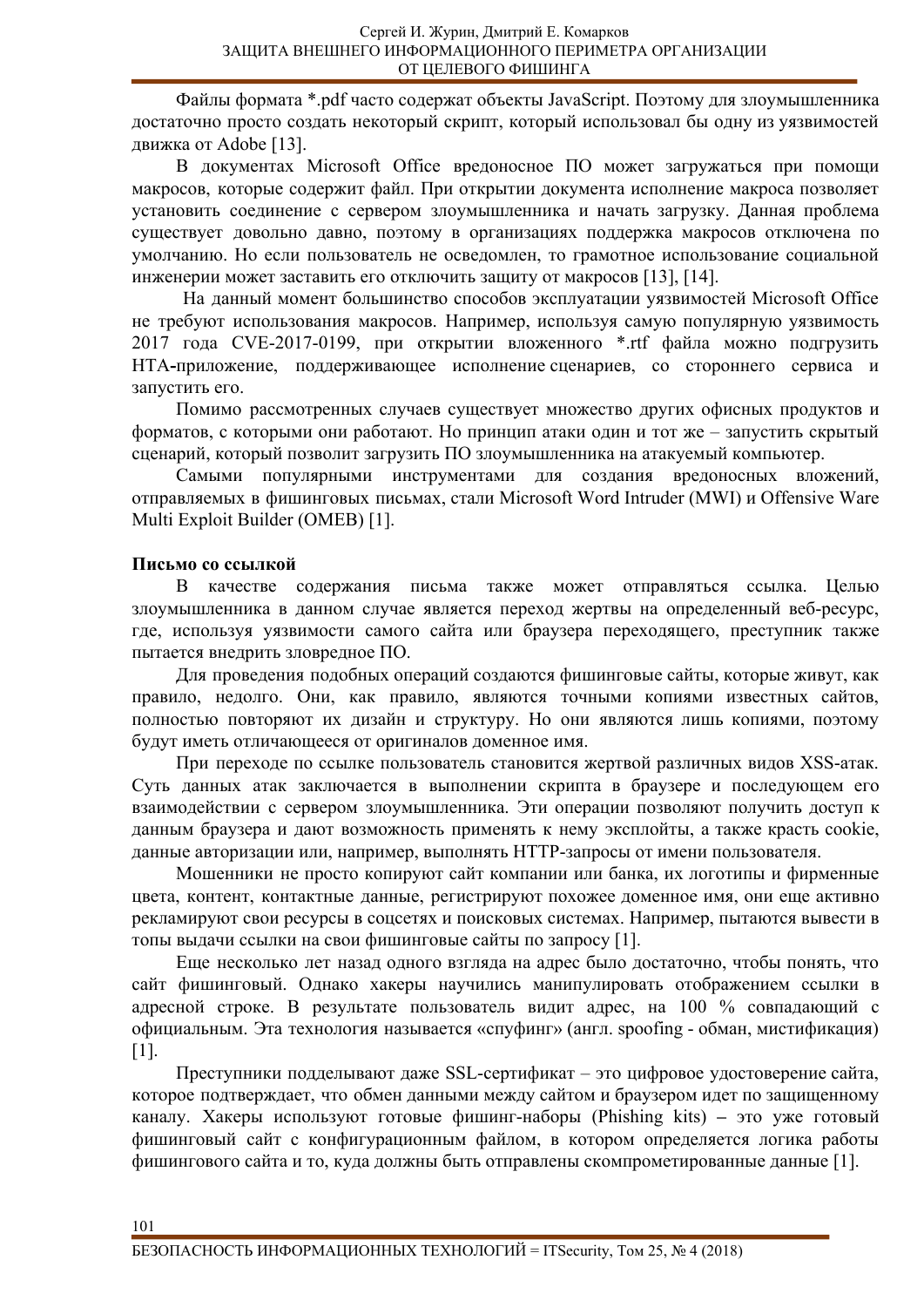Файлы формата *.pdf часто содержат объекты JavaScript. Поэтому для злоумышленника достаточно просто создать некоторый скрипт, который использовал бы одну из уязвимостей движка от Adobe [13].

В документах Microsoft Office вредоносное ПО может загружаться при помощи макросов, которые содержит файл. При открытии документа исполнение макроса позволяет установить соединение с сервером злоумышленника и начать загрузку. Данная проблема существует довольно давно, поэтому в организациях поддержка макросов отключена по умолчанию. Но если пользователь не осведомлен, то грамотное использование социальной инженерии может заставить его отключить защиту от макросов [13], [14].

На данный момент большинство способов эксплуатации уязвимостей Microsoft Office не требуют использования макросов. Например, используя самую популярную уязвимость 2017 года CVE-2017-0199, при открытии вложенного *.rtf файла можно подгрузить HTA-приложение, поддерживающее исполнение сценариев, со стороннего сервиса и запустить его.

Помимо рассмотренных случаев существует множество других офисных продуктов и форматов, с которыми они работают. Но принцип атаки один и тот же – запустить скрытый сценарий, который позволит загрузить ПО злоумышленника на атакуемый компьютер.

Самыми популярными инструментами для создания вредоносных вложений, отправляемых в фишинговых письмах, стали Microsoft Word Intruder (MWI) и Offensive Ware Multi Exploit Builder (OMEB) [1].

**Письмо со ссылкой**

В качестве содержания письма также может отправляться ссылка. Целью злоумышленника в данном случае является переход жертвы на определенный веб-ресурс, где, используя уязвимости самого сайта или браузера переходящего, преступник также пытается внедрить зловредное ПО.

Для проведения подобных операций создаются фишинговые сайты, которые живут, как правило, недолго. Они, как правило, являются точными копиями известных сайтов, полностью повторяют их дизайн и структуру. Но они являются лишь копиями, поэтому будут иметь отличающееся от оригиналов доменное имя.

При переходе по ссылке пользователь становится жертвой различных видов XSS-атак. Суть данных атак заключается в выполнении скрипта в браузере и последующем его взаимодействии с сервером злоумышленника. Эти операции позволяют получить доступ к данным браузера и дают возможность применять к нему эксплойты, а также красть cookie, данные авторизации или, например, выполнять HTTP-запросы от имени пользователя.

Мошенники не просто копируют сайт компании или банка, их логотипы и фирменные цвета, контент, контактные данные, регистрируют похожее доменное имя, они еще активно рекламируют свои ресурсы в соцсетях и поисковых системах. Например, пытаются вывести в топы выдачи ссылки на свои фишинговые сайты по запросу [1].

Еще несколько лет назад одного взгляда на адрес было достаточно, чтобы понять, что сайт фишинговый. Однако хакеры научились манипулировать отображением ссылки в адресной строке. В результате пользователь видит адрес, на 100 % совпадающий с официальным. Эта технология называется «спуфинг» (англ. spoofing - обман, мистификация) [1].

Преступники подделывают даже SSL-сертификат – это цифровое удостоверение сайта, которое подтверждает, что обмен данными между сайтом и браузером идет по защищенному каналу. Хакеры используют готовые фишинг-наборы (Phishing kits) **–** это уже готовый фишинговый сайт с конфигурационным файлом, в котором определяется логика работы фишингового сайта и то, куда должны быть отправлены скомпрометированные данные [1].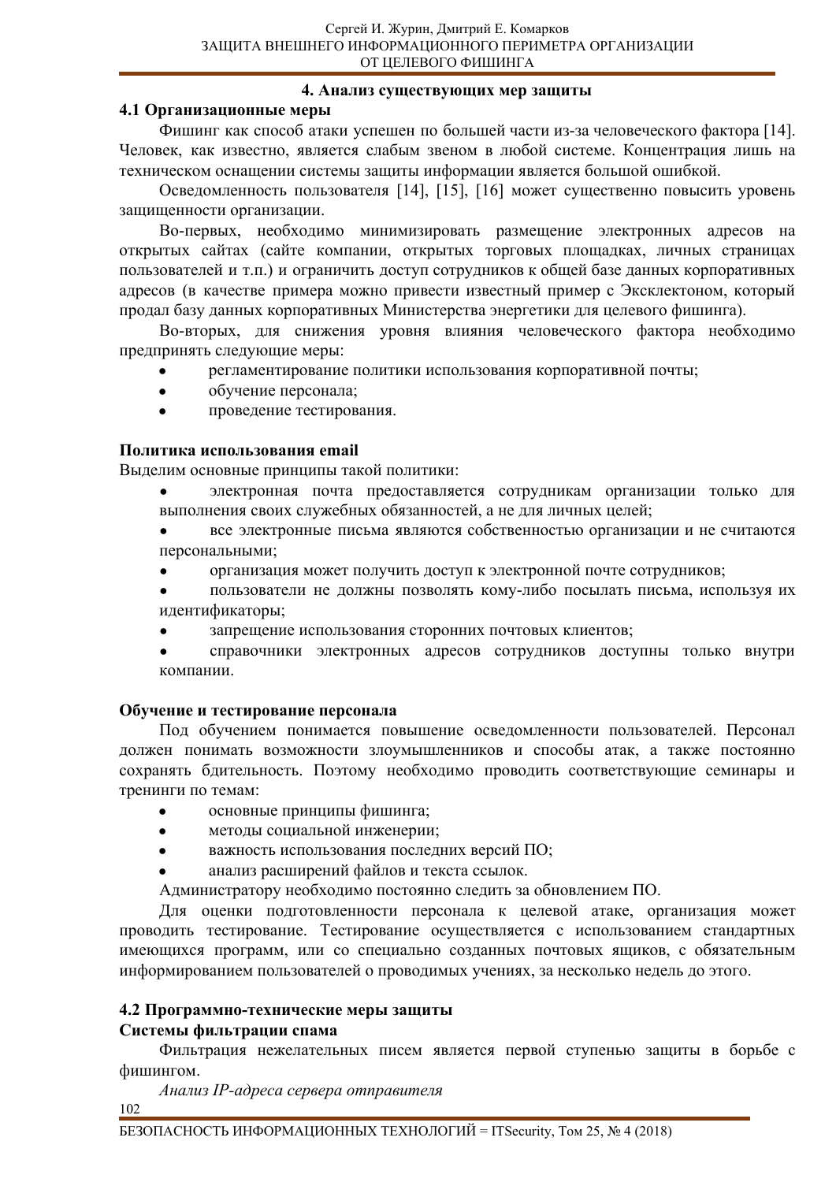## 4. Анализ существующих мер защиты

### 4.1 Организационные меры

Фишинг как способ атаки успешен по большей части из-за человеческого фактора [14]. Человек, как известно, является слабым звеном в любой системе. Концентрация лишь на техническом оснащении системы защиты информации является большой ошибкой.

Осведомленность пользователя [14], [15], [16] может существенно повысить уровень защищенности организации.

Во-первых, необходимо минимизировать размещение электронных адресов на открытых сайтах (сайте компании, открытых торговых площадках, личных страницах пользователей и т.п.) и ограничить доступ сотрудников к общей базе данных корпоративных адресов (в качестве примера можно привести известный пример с Эксклектоном, который продал базу данных корпоративных Министерства энергетики для целевого фишинга).

Во-вторых, для снижения уровня влияния человеческого фактора необходимо предпринять следующие меры:

- регламентирование политики использования корпоративной почты;
- обучение персонала;
- проведение тестирования.

**Политика использования email**

Выделим основные принципы такой политики:

- электронная почта предоставляется сотрудникам организации только для выполнения своих служебных обязанностей, а не для личных целей;
- все электронные письма являются собственностью организации и не считаются персональными;
- организация может получить доступ к электронной почте сотрудников;
- пользователи не должны позволять кому-либо посылать письма, используя их идентификаторы;
- запрещение использования сторонних почтовых клиентов;
- справочники электронных адресов сотрудников доступны только внутри компании.

**Обучение и тестирование персонала**

Под обучением понимается повышение осведомленности пользователей. Персонал должен понимать возможности злоумышленников и способы атак, а также постоянно сохранять бдительность. Поэтому необходимо проводить соответствующие семинары и тренинги по темам:

- основные принципы фишинга;
- методы социальной инженерии;
- важность использования последних версий ПО;
- анализ расширений файлов и текста ссылок.

Администратору необходимо постоянно следить за обновлением ПО.

Для оценки подготовленности персонала к целевой атаке, организация может проводить тестирование. Тестирование осуществляется с использованием стандартных имеющихся программ, или со специально созданных почтовых ящиков, с обязательным информированием пользователей о проводимых учениях, за несколько недель до этого.

### 4.2 Программно-технические меры защиты

**Системы фильтрации спама**

Фильтрация нежелательных писем является первой ступенью защиты в борьбе с фишингом.

*Анализ IP-адреса сервера отправителя*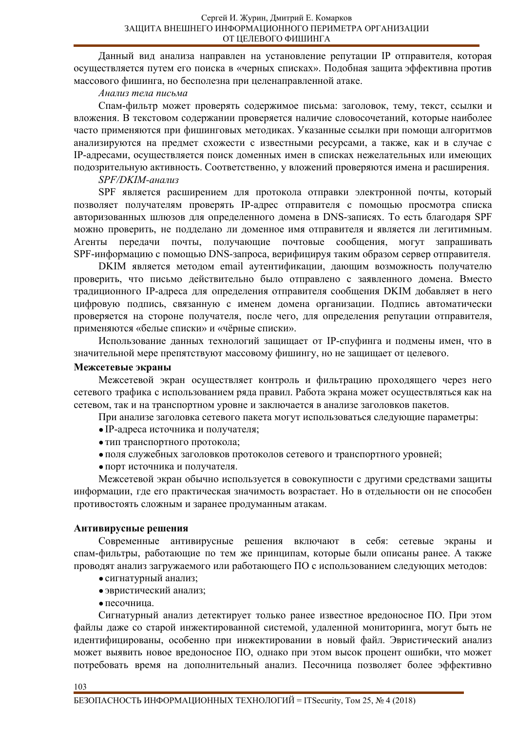Данный вид анализа направлен на установление репутации IP отправителя, которая осуществляется путем его поиска в «черных списках». Подобная защита эффективна против массового фишинга, но бесполезна при целенаправленной атаке.

*Анализ тела письма*

Спам-фильтр может проверять содержимое письма: заголовок, тему, текст, ссылки и вложения. В текстовом содержании проверяется наличие словосочетаний, которые наиболее часто применяются при фишинговых методиках. Указанные ссылки при помощи алгоритмов анализируются на предмет схожести с известными ресурсами, а также, как и в случае с IP-адресами, осуществляется поиск доменных имен в списках нежелательных или имеющих подозрительную активность. Соответственно, у вложений проверяются имена и расширения.

*SPF/DKIM-анализ*

SPF является расширением для протокола отправки электронной почты, который позволяет получателям проверять IP-адрес отправителя с помощью просмотра списка авторизованных шлюзов для определенного домена в DNS-записях. То есть благодаря SPF можно проверить, не подделано ли доменное имя отправителя и является ли легитимным. Агенты передачи почты, получающие почтовые сообщения, могут запрашивать SPF-информацию с помощью DNS-запроса, верифицируя таким образом сервер отправителя.

DKIM является методом email аутентификации, дающим возможность получателю проверить, что письмо действительно было отправлено с заявленного домена. Вместо традиционного IP-адреса для определения отправителя сообщения DKIM добавляет в него цифровую подпись, связанную с именем домена организации. Подпись автоматически проверяется на стороне получателя, после чего, для определения репутации отправителя, применяются «белые списки» и «чёрные списки».

Использование данных технологий защищает от IP-спуфинга и подмены имен, что в значительной мере препятствуют массовому фишингу, но не защищает от целевого.

**Межсетевые экраны**

Межсетевой экран осуществляет контроль и фильтрацию проходящего через него сетевого трафика с использованием ряда правил. Работа экрана может осуществляться как на сетевом, так и на транспортном уровне и заключается в анализе заголовков пакетов.

При анализе заголовка сетевого пакета могут использоваться следующие параметры:

- IP-адреса источника и получателя;
- тип транспортного протокола;
- поля служебных заголовков протоколов сетевого и транспортного уровней;
- порт источника и получателя.

Межсетевой экран обычно используется в совокупности с другими средствами защиты информации, где его практическая значимость возрастает. Но в отдельности он не способен противостоять сложным и заранее продуманным атакам.

**Антивирусные решения**

Современные антивирусные решения включают в себя: сетевые экраны и спам-фильтры, работающие по тем же принципам, которые были описаны ранее. А также проводят анализ загружаемого или работающего ПО с использованием следующих методов:

- сигнатурный анализ;
- эвристический анализ;
- песочница.

Сигнатурный анализ детектирует только ранее известное вредоносное ПО. При этом файлы даже со старой инжектированной системой, удаленной мониторинга, могут быть не идентифицированы, особенно при инжектировании в новый файл. Эвристический анализ может выявить новое вредоносное ПО, однако при этом высок процент ошибки, что может потребовать время на дополнительный анализ. Песочница позволяет более эффективно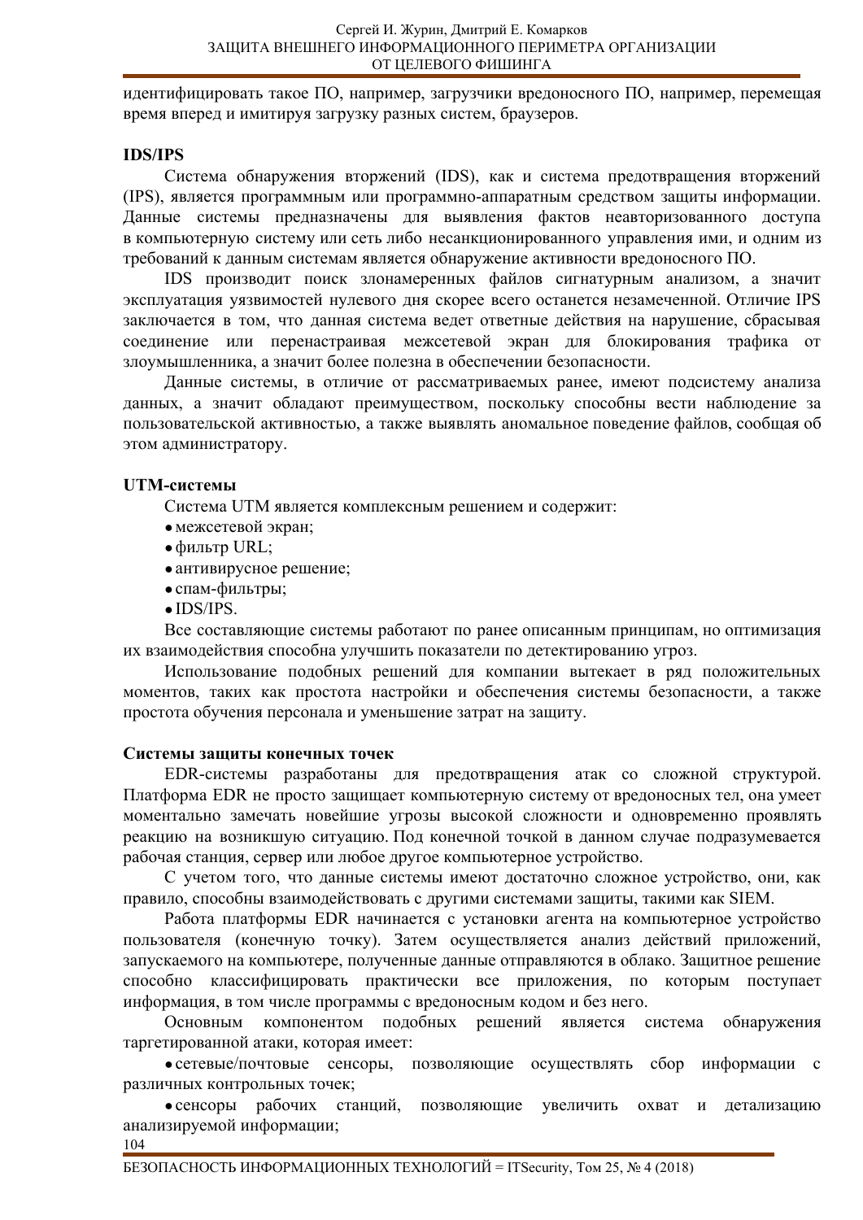идентифицировать такое ПО, например, загрузчики вредоносного ПО, например, перемещая время вперед и имитируя загрузку разных систем, браузеров.

**IDS/IPS**

Система обнаружения вторжений (IDS), как и система предотвращения вторжений (IPS), является программным или программно-аппаратным средством защиты информации. Данные системы предназначены для выявления фактов неавторизованного доступа в компьютерную систему или сеть либо несанкционированного управления ими, и одним из требований к данным системам является обнаружение активности вредоносного ПО.

IDS производит поиск злонамеренных файлов сигнатурным анализом, а значит эксплуатация уязвимостей нулевого дня скорее всего останется незамеченной. Отличие IPS заключается в том, что данная система ведет ответные действия на нарушение, сбрасывая соединение или перенастраивая межсетевой экран для блокирования трафика от злоумышленника, а значит более полезна в обеспечении безопасности.

Данные системы, в отличие от рассматриваемых ранее, имеют подсистему анализа данных, а значит обладают преимуществом, поскольку способны вести наблюдение за пользовательской активностью, а также выявлять аномальное поведение файлов, сообщая об этом администратору.

**UTM-системы**

Система UTM является комплексным решением и содержит:

- межсетевой экран;
- фильтр URL;
- антивирусное решение;
- спам-фильтры;
- IDS/IPS.

Все составляющие системы работают по ранее описанным принципам, но оптимизация их взаимодействия способна улучшить показатели по детектированию угроз.

Использование подобных решений для компании вытекает в ряд положительных моментов, таких как простота настройки и обеспечения системы безопасности, а также простота обучения персонала и уменьшение затрат на защиту.

**Системы защиты конечных точек**

EDR-системы разработаны для предотвращения атак со сложной структурой. Платформа EDR не просто защищает компьютерную систему от вредоносных тел, она умеет моментально замечать новейшие угрозы высокой сложности и одновременно проявлять реакцию на возникшую ситуацию. Под конечной точкой в данном случае подразумевается рабочая станция, сервер или любое другое компьютерное устройство.

С учетом того, что данные системы имеют достаточно сложное устройство, они, как правило, способны взаимодействовать с другими системами защиты, такими как SIEM.

Работа платформы EDR начинается с установки агента на компьютерное устройство пользователя (конечную точку). Затем осуществляется анализ действий приложений, запускаемого на компьютере, полученные данные отправляются в облако. Защитное решение способно классифицировать практически все приложения, по которым поступает информация, в том числе программы с вредоносным кодом и без него.

Основным компонентом подобных решений является система обнаружения таргетированной атаки, которая имеет:

- сетевые/почтовые сенсоры, позволяющие осуществлять сбор информации с различных контрольных точек;
- сенсоры рабочих станций, позволяющие увеличить охват и детализацию анализируемой информации;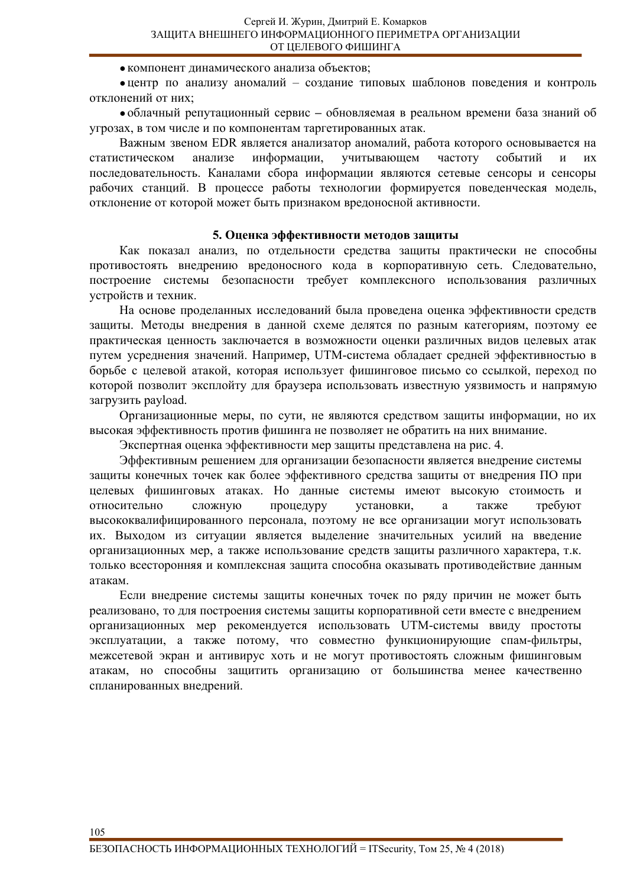- компонент динамического анализа объектов;
- центр по анализу аномалий – создание типовых шаблонов поведения и контроль отклонений от них;
- облачный репутационный сервис – обновляемая в реальном времени база знаний об угрозах, в том числе и по компонентам таргетированных атак.

Важным звеном EDR является анализатор аномалий, работа которого основывается на статистическом анализе информации, учитывающем частоту событий и их последовательность. Каналами сбора информации являются сетевые сенсоры и сенсоры рабочих станций. В процессе работы технологии формируется поведенческая модель, отклонение от которой может быть признаком вредоносной активности.

## 5. Оценка эффективности методов защиты

Как показал анализ, по отдельности средства защиты практически не способны противостоять внедрению вредоносного кода в корпоративную сеть. Следовательно, построение системы безопасности требует комплексного использования различных устройств и техник.

На основе проделанных исследований была проведена оценка эффективности средств защиты. Методы внедрения в данной схеме делятся по разным категориям, поэтому ее практическая ценность заключается в возможности оценки различных видов целевых атак путем усреднения значений. Например, UTM-система обладает средней эффективностью в борьбе с целевой атакой, которая использует фишинговое письмо со ссылкой, переход по которой позволит эксплойту для браузера использовать известную уязвимость и напрямую загрузить payload.

Организационные меры, по сути, не являются средством защиты информации, но их высокая эффективность против фишинга не позволяет не обратить на них внимание.

Экспертная оценка эффективности мер защиты представлена на рис. 4.

Эффективным решением для организации безопасности является внедрение системы защиты конечных точек как более эффективного средства защиты от внедрения ПО при целевых фишинговых атаках. Но данные системы имеют высокую стоимость и относительно сложную процедуру установки, а также требуют высококвалифицированного персонала, поэтому не все организации могут использовать их. Выходом из ситуации является выделение значительных усилий на введение организационных мер, а также использование средств защиты различного характера, т.к. только всесторонняя и комплексная защита способна оказывать противодействие данным атакам.

Если внедрение системы защиты конечных точек по ряду причин не может быть реализовано, то для построения системы защиты корпоративной сети вместе с внедрением организационных мер рекомендуется использовать UTM-системы ввиду простоты эксплуатации, а также потому, что совместно функционирующие спам-фильтры, межсетевой экран и антивирус хоть и не могут противостоять сложным фишинговым атакам, но способны защитить организацию от большинства менее качественно спланированных внедрений.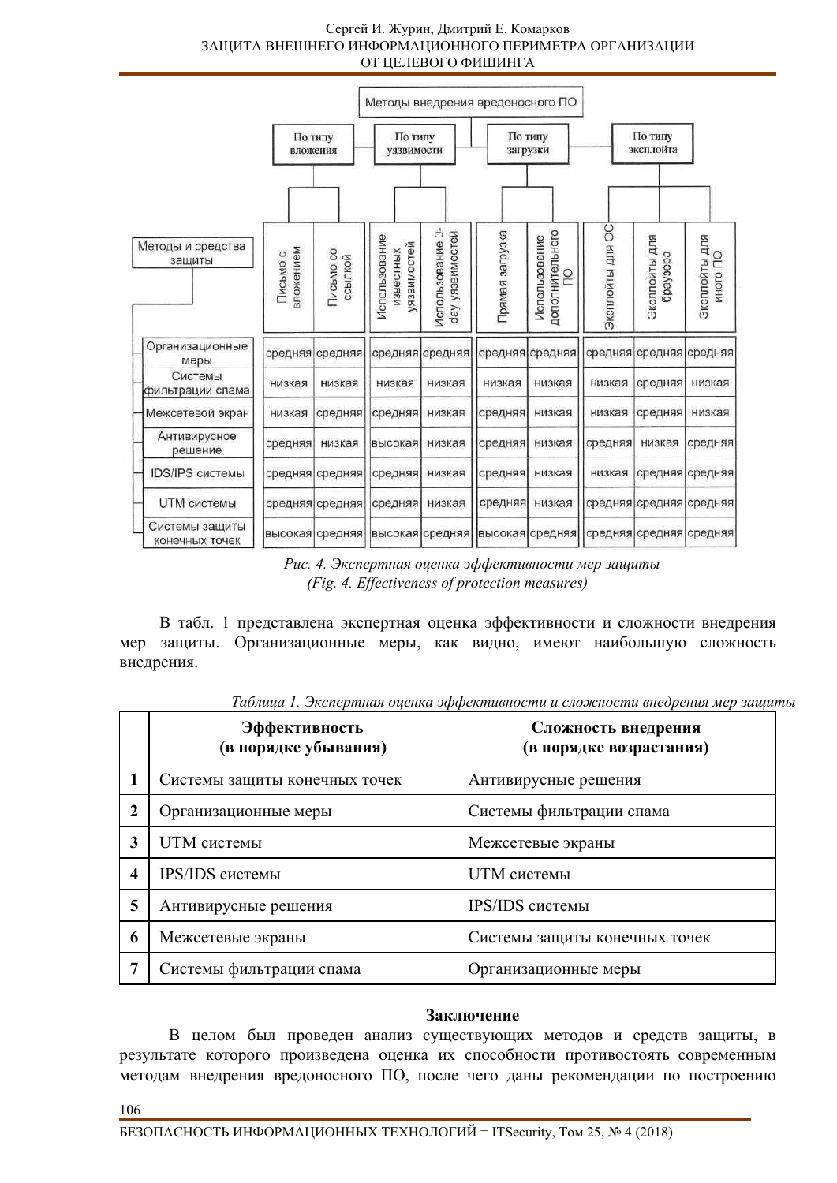| Методы и средства защиты | Методы внедрения вредоносного ПО | | | | | | | | |
|---|---|---|---|---|---|---|---|---|---|
| | По типу вложения | | По типу уязвимости | | По типу загрузки | | По типу эксплойта | | |
| | Письмо с вложением | Письмо со ссылкой | Использование известных уязвимостей | Использование 0-day уязвимостей | Прямая загрузка | Использование дополнительного ПО | Эксплойты для ОС | Эксплойты для браузера | Эксплойты для иного ПО |
| Организационные меры | средняя | средняя | средняя | средняя | средняя | средняя | средняя | средняя | средняя |
| Системы фильтрации спама | низкая | низкая | низкая | низкая | низкая | низкая | низкая | средняя | низкая |
| Межсетевой экран | низкая | средняя | средняя | низкая | средняя | низкая | низкая | средняя | низкая |
| Антивирусное решение | средняя | низкая | высокая | низкая | средняя | низкая | средняя | низкая | средняя |
| IDS/IPS системы | средняя | средняя | средняя | низкая | средняя | низкая | низкая | средняя | средняя |
| UTM системы | средняя | средняя | средняя | низкая | средняя | низкая | средняя | средняя | средняя |
| Системы защиты конечных точек | высокая | средняя | высокая | средняя | высокая | средняя | средняя | средняя | средняя |

*Рис. 4. Экспертная оценка эффективности мер защиты*
*(Fig. 4. Effectiveness of protection measures)*

В табл. 1 представлена экспертная оценка эффективности и сложности внедрения мер защиты. Организационные меры, как видно, имеют наибольшую сложность внедрения.

*Таблица 1. Экспертная оценка эффективности и сложности внедрения мер защиты*

| | **Эффективность (в порядке убывания)** | **Сложность внедрения (в порядке возрастания)** |
|---|---|---|
| **1** | Системы защиты конечных точек | Антивирусные решения |
| **2** | Организационные меры | Системы фильтрации спама |
| **3** | UTM системы | Межсетевые экраны |
| **4** | IPS/IDS системы | UTM системы |
| **5** | Антивирусные решения | IPS/IDS системы |
| **6** | Межсетевые экраны | Системы защиты конечных точек |
| **7** | Системы фильтрации спама | Организационные меры |

## Заключение

В целом был проведен анализ существующих методов и средств защиты, в результате которого произведена оценка их способности противостоять современным методам внедрения вредоносного ПО, после чего даны рекомендации по построению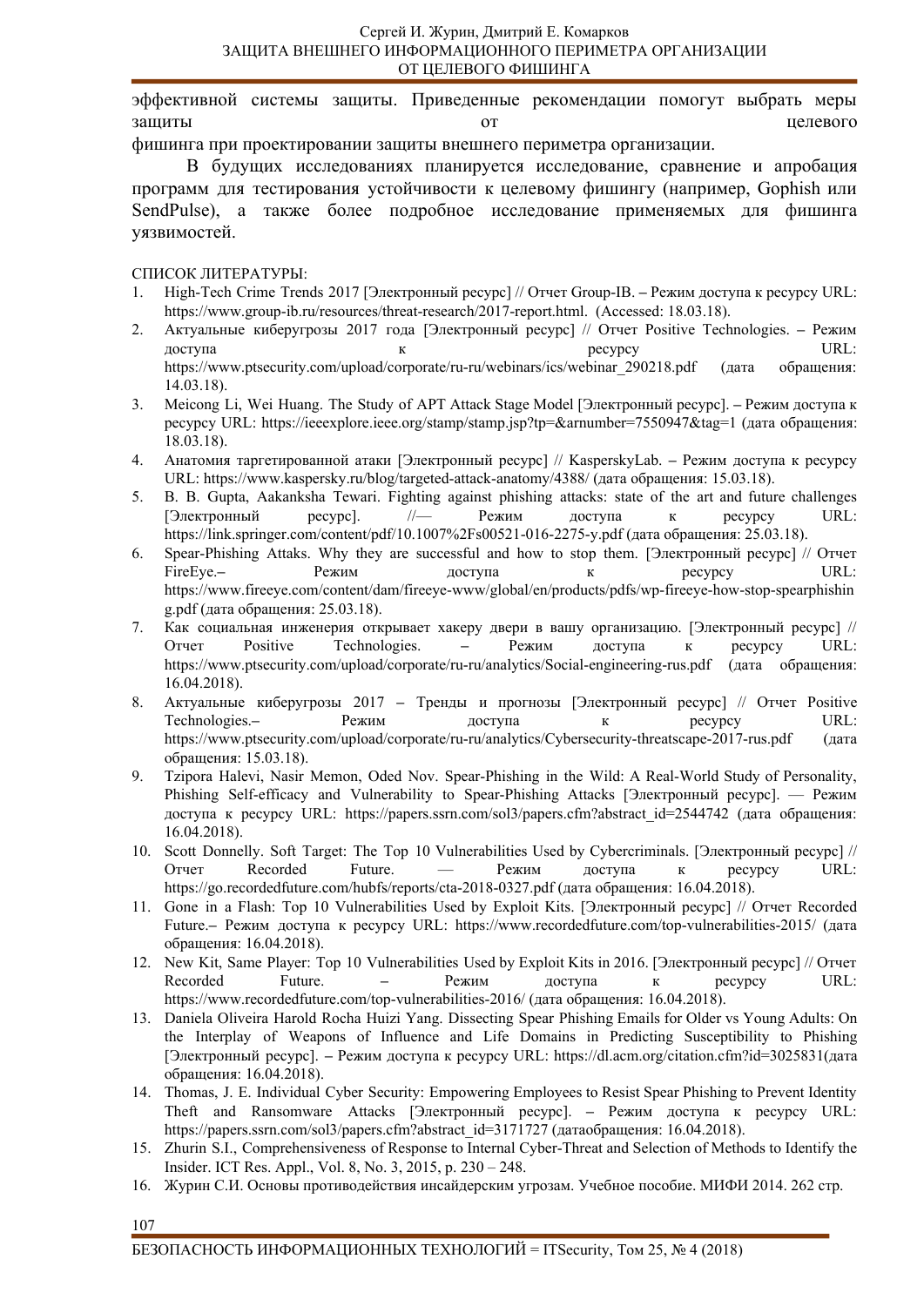эффективной системы защиты. Приведенные рекомендации помогут выбрать меры защиты от целевого фишинга при проектировании защиты внешнего периметра организации.

В будущих исследованиях планируется исследование, сравнение и апробация программ для тестирования устойчивости к целевому фишингу (например, Gophish или SendPulse), а также более подробное исследование применяемых для фишинга уязвимостей.

СПИСОК ЛИТЕРАТУРЫ:

1. High-Tech Crime Trends 2017 [Электронный ресурс] // Отчет Group-IB. – Режим доступа к ресурсу URL: https://www.group-ib.ru/resources/threat-research/2017-report.html. (Accessed: 18.03.18).
2. Актуальные киберугрозы 2017 года [Электронный ресурс] // Отчет Positive Technologies. – Режим доступа к ресурсу URL: https://www.ptsecurity.com/upload/corporate/ru-ru/webinars/ics/webinar_290218.pdf (дата обращения: 14.03.18).
3. Meicong Li, Wei Huang. The Study of APT Attack Stage Model [Электронный ресурс]. – Режим доступа к ресурсу URL: https://ieeexplore.ieee.org/stamp/stamp.jsp?tp=&arnumber=7550947&tag=1 (дата обращения: 18.03.18).
4. Анатомия таргетированной атаки [Электронный ресурс] // KasperskyLab. – Режим доступа к ресурсу URL: https://www.kaspersky.ru/blog/targeted-attack-anatomy/4388/ (дата обращения: 15.03.18).
5. B. B. Gupta, Aakanksha Tewari. Fighting against phishing attacks: state of the art and future challenges [Электронный ресурс]. //— Режим доступа к ресурсу URL: https://link.springer.com/content/pdf/10.1007%2Fs00521-016-2275-y.pdf (дата обращения: 25.03.18).
6. Spear-Phishing Attaks. Why they are successful and how to stop them. [Электронный ресурс] // Отчет FireEye.– Режим доступа к ресурсу URL: https://www.fireeye.com/content/dam/fireeye-www/global/en/products/pdfs/wp-fireeye-how-stop-spearphishing.pdf (дата обращения: 25.03.18).
7. Как социальная инженерия открывает хакеру двери в вашу организацию. [Электронный ресурс] // Отчет Positive Technologies. – Режим доступа к ресурсу URL: https://www.ptsecurity.com/upload/corporate/ru-ru/analytics/Social-engineering-rus.pdf (дата обращения: 16.04.2018).
8. Актуальные киберугрозы 2017 – Тренды и прогнозы [Электронный ресурс] // Отчет Positive Technologies.– Режим доступа к ресурсу URL: https://www.ptsecurity.com/upload/corporate/ru-ru/analytics/Cybersecurity-threatscape-2017-rus.pdf (дата обращения: 15.03.18).
9. Tzipora Halevi, Nasir Memon, Oded Nov. Spear-Phishing in the Wild: A Real-World Study of Personality, Phishing Self-efficacy and Vulnerability to Spear-Phishing Attacks [Электронный ресурс]. — Режим доступа к ресурсу URL: https://papers.ssrn.com/sol3/papers.cfm?abstract_id=2544742 (дата обращения: 16.04.2018).
10. Scott Donnelly. Soft Target: The Top 10 Vulnerabilities Used by Cybercriminals. [Электронный ресурс] // Отчет Recorded Future. — Режим доступа к ресурсу URL: https://go.recordedfuture.com/hubfs/reports/cta-2018-0327.pdf (дата обращения: 16.04.2018).
11. Gone in a Flash: Top 10 Vulnerabilities Used by Exploit Kits. [Электронный ресурс] // Отчет Recorded Future.– Режим доступа к ресурсу URL: https://www.recordedfuture.com/top-vulnerabilities-2015/ (дата обращения: 16.04.2018).
12. New Kit, Same Player: Top 10 Vulnerabilities Used by Exploit Kits in 2016. [Электронный ресурс] // Отчет Recorded Future. – Режим доступа к ресурсу URL: https://www.recordedfuture.com/top-vulnerabilities-2016/ (дата обращения: 16.04.2018).
13. Daniela Oliveira Harold Rocha Huizi Yang. Dissecting Spear Phishing Emails for Older vs Young Adults: On the Interplay of Weapons of Influence and Life Domains in Predicting Susceptibility to Phishing [Электронный ресурс]. – Режим доступа к ресурсу URL: https://dl.acm.org/citation.cfm?id=3025831(дата обращения: 16.04.2018).
14. Thomas, J. E. Individual Cyber Security: Empowering Employees to Resist Spear Phishing to Prevent Identity Theft and Ransomware Attacks [Электронный ресурс]. – Режим доступа к ресурсу URL: https://papers.ssrn.com/sol3/papers.cfm?abstract_id=3171727 (датаобращения: 16.04.2018).
15. Zhurin S.I., Comprehensiveness of Response to Internal Cyber-Threat and Selection of Methods to Identify the Insider. ICT Res. Appl., Vol. 8, No. 3, 2015, p. 230 – 248.
16. Журин С.И. Основы противодействия инсайдерским угрозам. Учебное пособие. МИФИ 2014. 262 стр.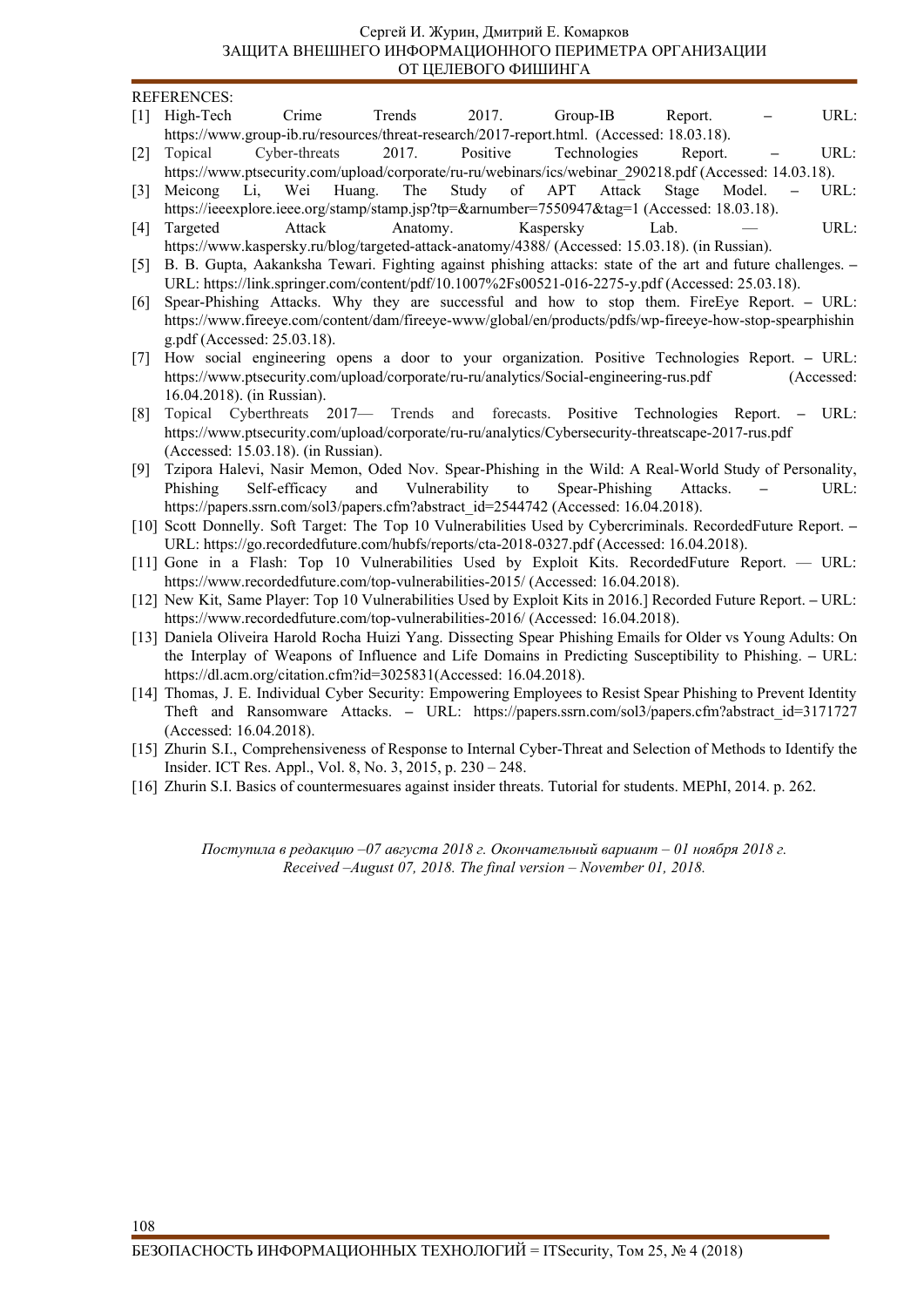REFERENCES:

[1] High-Tech Crime Trends 2017. Group-IB Report. – URL: https://www.group-ib.ru/resources/threat-research/2017-report.html. (Accessed: 18.03.18).

[2] Topical Cyber-threats 2017. Positive Technologies Report. – URL: https://www.ptsecurity.com/upload/corporate/ru-ru/webinars/ics/webinar_290218.pdf (Accessed: 14.03.18).

[3] Meicong Li, Wei Huang. The Study of APT Attack Stage Model. – URL: https://ieeexplore.ieee.org/stamp/stamp.jsp?tp=&arnumber=7550947&tag=1 (Accessed: 18.03.18).

[4] Targeted Attack Anatomy. Kaspersky Lab. — URL: https://www.kaspersky.ru/blog/targeted-attack-anatomy/4388/ (Accessed: 15.03.18). (in Russian).

[5] B. B. Gupta, Aakanksha Tewari. Fighting against phishing attacks: state of the art and future challenges. – URL: https://link.springer.com/content/pdf/10.1007%2Fs00521-016-2275-y.pdf (Accessed: 25.03.18).

[6] Spear-Phishing Attacks. Why they are successful and how to stop them. FireEye Report. – URL: https://www.fireeye.com/content/dam/fireeye-www/global/en/products/pdfs/wp-fireeye-how-stop-spearphishing.pdf (Accessed: 25.03.18).

[7] How social engineering opens a door to your organization. Positive Technologies Report. – URL: https://www.ptsecurity.com/upload/corporate/ru-ru/analytics/Social-engineering-rus.pdf (Accessed: 16.04.2018). (in Russian).

[8] Topical Cyberthreats 2017— Trends and forecasts. Positive Technologies Report. – URL: https://www.ptsecurity.com/upload/corporate/ru-ru/analytics/Cybersecurity-threatscape-2017-rus.pdf (Accessed: 15.03.18). (in Russian).

[9] Tzipora Halevi, Nasir Memon, Oded Nov. Spear-Phishing in the Wild: A Real-World Study of Personality, Phishing Self-efficacy and Vulnerability to Spear-Phishing Attacks. – URL: https://papers.ssrn.com/sol3/papers.cfm?abstract_id=2544742 (Accessed: 16.04.2018).

[10] Scott Donnelly. Soft Target: The Top 10 Vulnerabilities Used by Cybercriminals. RecordedFuture Report. – URL: https://go.recordedfuture.com/hubfs/reports/cta-2018-0327.pdf (Accessed: 16.04.2018).

[11] Gone in a Flash: Top 10 Vulnerabilities Used by Exploit Kits. RecordedFuture Report. — URL: https://www.recordedfuture.com/top-vulnerabilities-2015/ (Accessed: 16.04.2018).

[12] New Kit, Same Player: Top 10 Vulnerabilities Used by Exploit Kits in 2016.] Recorded Future Report. – URL: https://www.recordedfuture.com/top-vulnerabilities-2016/ (Accessed: 16.04.2018).

[13] Daniela Oliveira Harold Rocha Huizi Yang. Dissecting Spear Phishing Emails for Older vs Young Adults: On the Interplay of Weapons of Influence and Life Domains in Predicting Susceptibility to Phishing. – URL: https://dl.acm.org/citation.cfm?id=3025831(Accessed: 16.04.2018).

[14] Thomas, J. E. Individual Cyber Security: Empowering Employees to Resist Spear Phishing to Prevent Identity Theft and Ransomware Attacks. – URL: https://papers.ssrn.com/sol3/papers.cfm?abstract_id=3171727 (Accessed: 16.04.2018).

[15] Zhurin S.I., Comprehensiveness of Response to Internal Cyber-Threat and Selection of Methods to Identify the Insider. ICT Res. Appl., Vol. 8, No. 3, 2015, p. 230 – 248.

[16] Zhurin S.I. Basics of countermesuares against insider threats. Tutorial for students. MEPhI, 2014. p. 262.

*Поступила в редакцию –07 августа 2018 г. Окончательный вариант – 01 ноября 2018 г.*
*Received –August 07, 2018. The final version – November 01, 2018.*